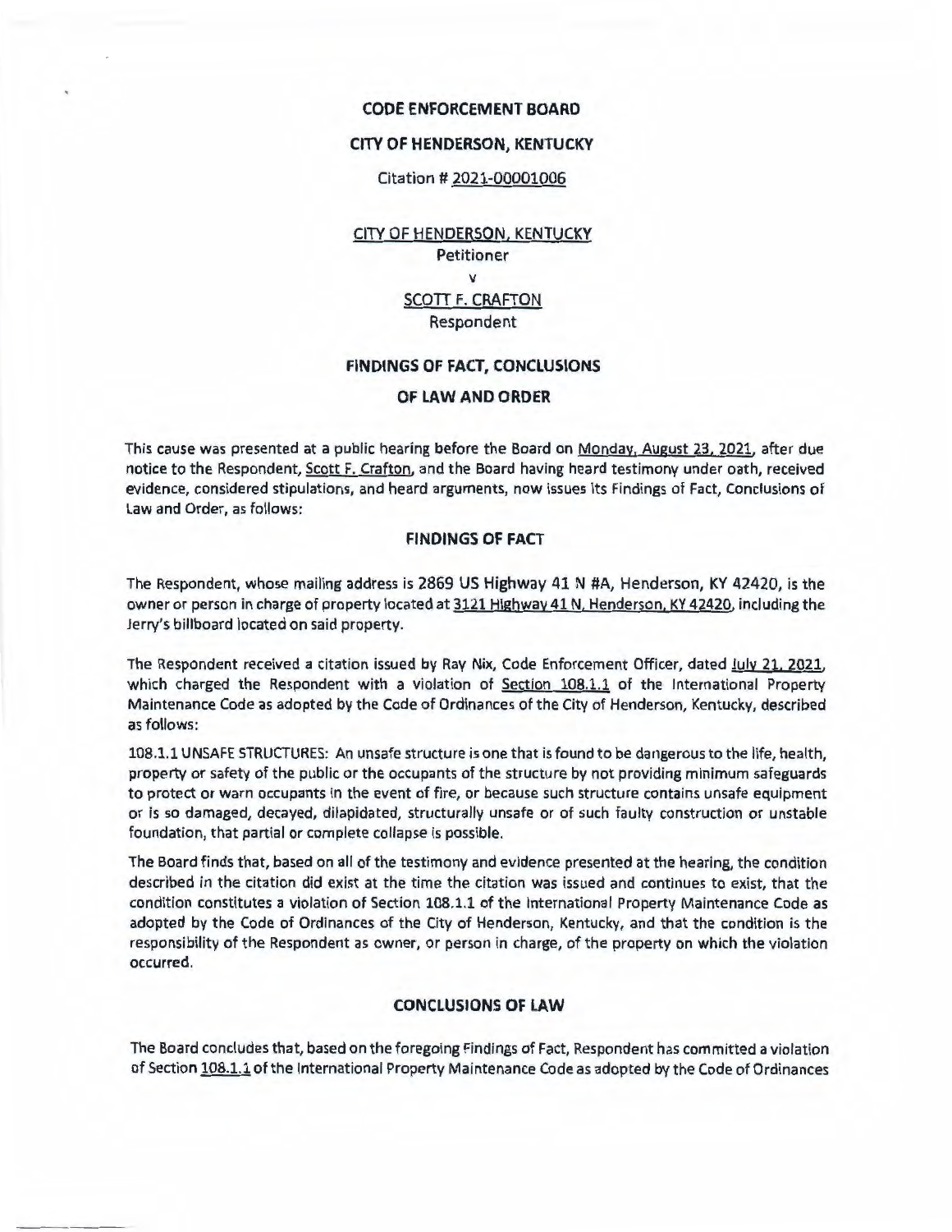**CODE ENFORCEMENT BOARD**

**CITY OF HENDERSON, KENTUCKY**

Citation # 2021-00001006

CITY OF HENDERSON, KENTUCKY
Petitioner
v
SCOTT F. CRAFTON
Respondent

## FINDINGS OF FACT, CONCLUSIONS OF LAW AND ORDER

This cause was presented at a public hearing before the Board on Monday, August 23, 2021, after due notice to the Respondent, Scott F. Crafton, and the Board having heard testimony under oath, received evidence, considered stipulations, and heard arguments, now issues its Findings of Fact, Conclusions of Law and Order, as follows:

### FINDINGS OF FACT

The Respondent, whose mailing address is 2869 US Highway 41 N #A, Henderson, KY 42420, is the owner or person in charge of property located at 3121 Highway 41 N, Henderson, KY 42420, including the Jerry's billboard located on said property.

The Respondent received a citation issued by Ray Nix, Code Enforcement Officer, dated July 21, 2021, which charged the Respondent with a violation of Section 108.1.1 of the International Property Maintenance Code as adopted by the Code of Ordinances of the City of Henderson, Kentucky, described as follows:

108.1.1 UNSAFE STRUCTURES: An unsafe structure is one that is found to be dangerous to the life, health, property or safety of the public or the occupants of the structure by not providing minimum safeguards to protect or warn occupants in the event of fire, or because such structure contains unsafe equipment or is so damaged, decayed, dilapidated, structurally unsafe or of such faulty construction or unstable foundation, that partial or complete collapse is possible.

The Board finds that, based on all of the testimony and evidence presented at the hearing, the condition described in the citation did exist at the time the citation was issued and continues to exist, that the condition constitutes a violation of Section 108.1.1 of the International Property Maintenance Code as adopted by the Code of Ordinances of the City of Henderson, Kentucky, and that the condition is the responsibility of the Respondent as owner, or person in charge, of the property on which the violation occurred.

### CONCLUSIONS OF LAW

The Board concludes that, based on the foregoing Findings of Fact, Respondent has committed a violation of Section 108.1.1 of the International Property Maintenance Code as adopted by the Code of Ordinances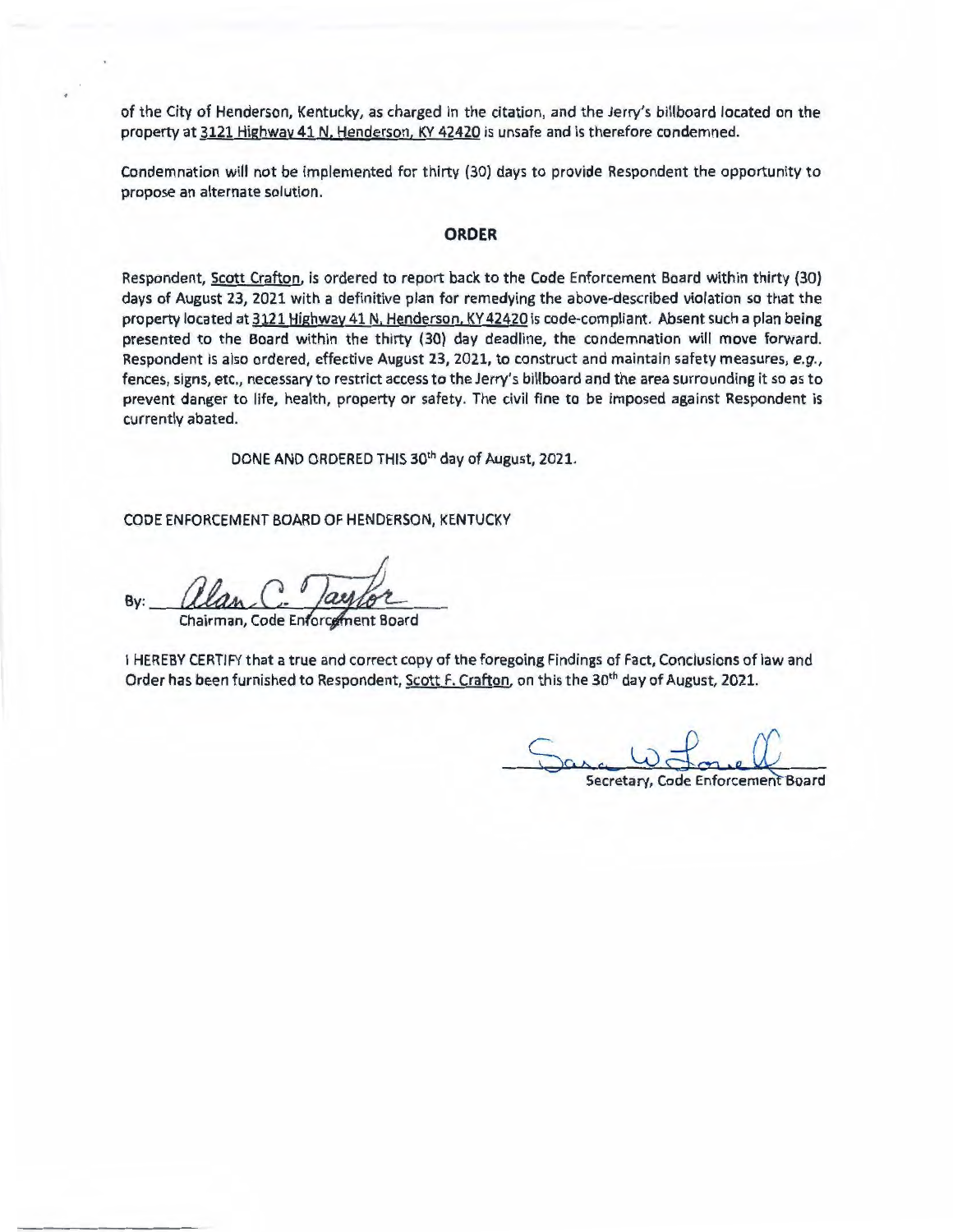of the City of Henderson, Kentucky, as charged in the citation, and the Jerry's billboard located on the property at 3121 Highway 41 N, Henderson, KY 42420 is unsafe and is therefore condemned.

Condemnation will not be implemented for thirty (30) days to provide Respondent the opportunity to propose an alternate solution.

## ORDER

Respondent, Scott Crafton, is ordered to report back to the Code Enforcement Board within thirty (30) days of August 23, 2021 with a definitive plan for remedying the above-described violation so that the property located at 3121 Highway 41 N, Henderson, KY 42420 is code-compliant. Absent such a plan being presented to the Board within the thirty (30) day deadline, the condemnation will move forward. Respondent is also ordered, effective August 23, 2021, to construct and maintain safety measures, *e.g.*, fences, signs, etc., necessary to restrict access to the Jerry's billboard and the area surrounding it so as to prevent danger to life, health, property or safety. The civil fine to be imposed against Respondent is currently abated.

DONE AND ORDERED THIS 30th day of August, 2021.

CODE ENFORCEMENT BOARD OF HENDERSON, KENTUCKY

By: Alan C. Taylor
Chairman, Code Enforcement Board

I HEREBY CERTIFY that a true and correct copy of the foregoing Findings of Fact, Conclusions of law and Order has been furnished to Respondent, Scott F. Crafton, on this the 30th day of August, 2021.

Sara W. Lowell
Secretary, Code Enforcement Board